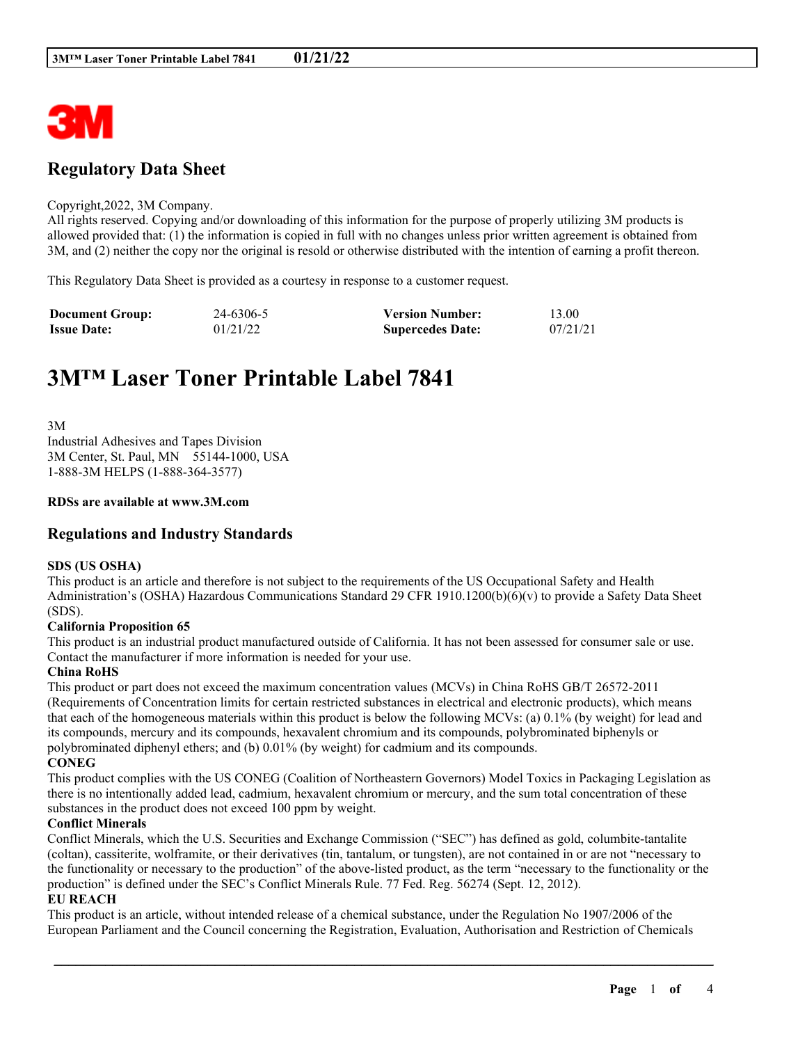## Regulatory Data Sheet

Copyright,2022, 3M Company.
All rights reserved. Copying and/or downloading of this information for the purpose of properly utilizing 3M products is allowed provided that: (1) the information is copied in full with no changes unless prior written agreement is obtained from 3M, and (2) neither the copy nor the original is resold or otherwise distributed with the intention of earning a profit thereon.

This Regulatory Data Sheet is provided as a courtesy in response to a customer request.

| **Document Group:** | 24-6306-5 | **Version Number:** | 13.00 |
|---|---|---|---|
| **Issue Date:** | 01/21/22 | **Supercedes Date:** | 07/21/21 |

# 3M™ Laser Toner Printable Label 7841

3M
Industrial Adhesives and Tapes Division
3M Center, St. Paul, MN 55144-1000, USA
1-888-3M HELPS (1-888-364-3577)

**RDSs are available at www.3M.com**

## Regulations and Industry Standards

**SDS (US OSHA)**
This product is an article and therefore is not subject to the requirements of the US Occupational Safety and Health Administration's (OSHA) Hazardous Communications Standard 29 CFR 1910.1200(b)(6)(v) to provide a Safety Data Sheet (SDS).

**California Proposition 65**
This product is an industrial product manufactured outside of California. It has not been assessed for consumer sale or use. Contact the manufacturer if more information is needed for your use.

**China RoHS**
This product or part does not exceed the maximum concentration values (MCVs) in China RoHS GB/T 26572-2011 (Requirements of Concentration limits for certain restricted substances in electrical and electronic products), which means that each of the homogeneous materials within this product is below the following MCVs: (a) 0.1% (by weight) for lead and its compounds, mercury and its compounds, hexavalent chromium and its compounds, polybrominated biphenyls or polybrominated diphenyl ethers; and (b) 0.01% (by weight) for cadmium and its compounds.

**CONEG**
This product complies with the US CONEG (Coalition of Northeastern Governors) Model Toxics in Packaging Legislation as there is no intentionally added lead, cadmium, hexavalent chromium or mercury, and the sum total concentration of these substances in the product does not exceed 100 ppm by weight.

**Conflict Minerals**
Conflict Minerals, which the U.S. Securities and Exchange Commission ("SEC") has defined as gold, columbite-tantalite (coltan), cassiterite, wolframite, or their derivatives (tin, tantalum, or tungsten), are not contained in or are not "necessary to the functionality or necessary to the production" of the above-listed product, as the term "necessary to the functionality or the production" is defined under the SEC's Conflict Minerals Rule. 77 Fed. Reg. 56274 (Sept. 12, 2012).

**EU REACH**
This product is an article, without intended release of a chemical substance, under the Regulation No 1907/2006 of the European Parliament and the Council concerning the Registration, Evaluation, Authorisation and Restriction of Chemicals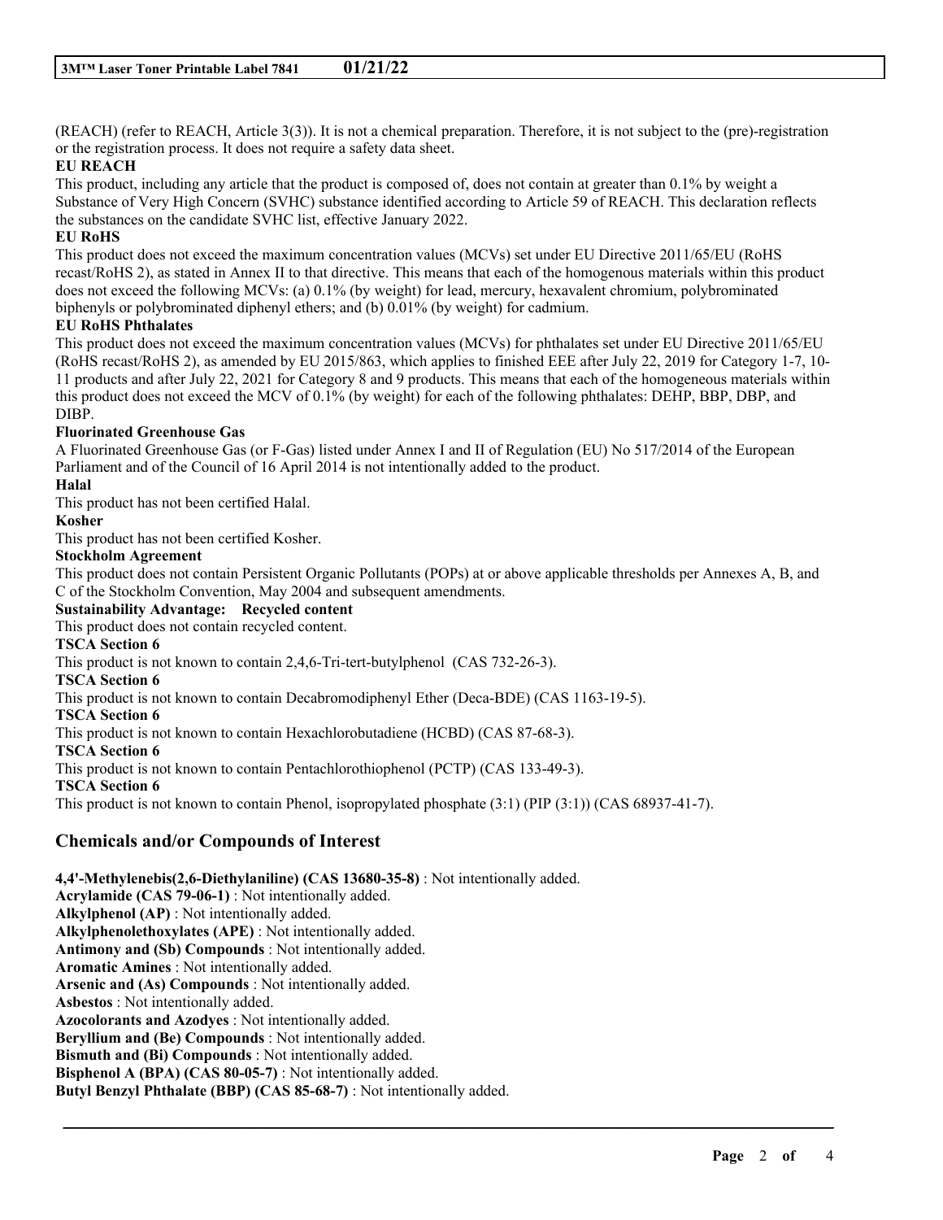(REACH) (refer to REACH, Article 3(3)). It is not a chemical preparation. Therefore, it is not subject to the (pre)-registration or the registration process. It does not require a safety data sheet.

**EU REACH**

This product, including any article that the product is composed of, does not contain at greater than 0.1% by weight a Substance of Very High Concern (SVHC) substance identified according to Article 59 of REACH. This declaration reflects the substances on the candidate SVHC list, effective January 2022.

**EU RoHS**

This product does not exceed the maximum concentration values (MCVs) set under EU Directive 2011/65/EU (RoHS recast/RoHS 2), as stated in Annex II to that directive. This means that each of the homogenous materials within this product does not exceed the following MCVs: (a) 0.1% (by weight) for lead, mercury, hexavalent chromium, polybrominated biphenyls or polybrominated diphenyl ethers; and (b) 0.01% (by weight) for cadmium.

**EU RoHS Phthalates**

This product does not exceed the maximum concentration values (MCVs) for phthalates set under EU Directive 2011/65/EU (RoHS recast/RoHS 2), as amended by EU 2015/863, which applies to finished EEE after July 22, 2019 for Category 1-7, 10-11 products and after July 22, 2021 for Category 8 and 9 products. This means that each of the homogeneous materials within this product does not exceed the MCV of 0.1% (by weight) for each of the following phthalates: DEHP, BBP, DBP, and DIBP.

**Fluorinated Greenhouse Gas**

A Fluorinated Greenhouse Gas (or F-Gas) listed under Annex I and II of Regulation (EU) No 517/2014 of the European Parliament and of the Council of 16 April 2014 is not intentionally added to the product.

**Halal**

This product has not been certified Halal.

**Kosher**

This product has not been certified Kosher.

**Stockholm Agreement**

This product does not contain Persistent Organic Pollutants (POPs) at or above applicable thresholds per Annexes A, B, and C of the Stockholm Convention, May 2004 and subsequent amendments.

**Sustainability Advantage: Recycled content**

This product does not contain recycled content.

**TSCA Section 6**

This product is not known to contain 2,4,6-Tri-tert-butylphenol (CAS 732-26-3).

**TSCA Section 6**

This product is not known to contain Decabromodiphenyl Ether (Deca-BDE) (CAS 1163-19-5).

**TSCA Section 6**

This product is not known to contain Hexachlorobutadiene (HCBD) (CAS 87-68-3).

**TSCA Section 6**

This product is not known to contain Pentachlorothiophenol (PCTP) (CAS 133-49-3).

**TSCA Section 6**

This product is not known to contain Phenol, isopropylated phosphate (3:1) (PIP (3:1)) (CAS 68937-41-7).

## Chemicals and/or Compounds of Interest

**4,4'-Methylenebis(2,6-Diethylaniline) (CAS 13680-35-8)** : Not intentionally added.
**Acrylamide (CAS 79-06-1)** : Not intentionally added.
**Alkylphenol (AP)** : Not intentionally added.
**Alkylphenolethoxylates (APE)** : Not intentionally added.
**Antimony and (Sb) Compounds** : Not intentionally added.
**Aromatic Amines** : Not intentionally added.
**Arsenic and (As) Compounds** : Not intentionally added.
**Asbestos** : Not intentionally added.
**Azocolorants and Azodyes** : Not intentionally added.
**Beryllium and (Be) Compounds** : Not intentionally added.
**Bismuth and (Bi) Compounds** : Not intentionally added.
**Bisphenol A (BPA) (CAS 80-05-7)** : Not intentionally added.
**Butyl Benzyl Phthalate (BBP) (CAS 85-68-7)** : Not intentionally added.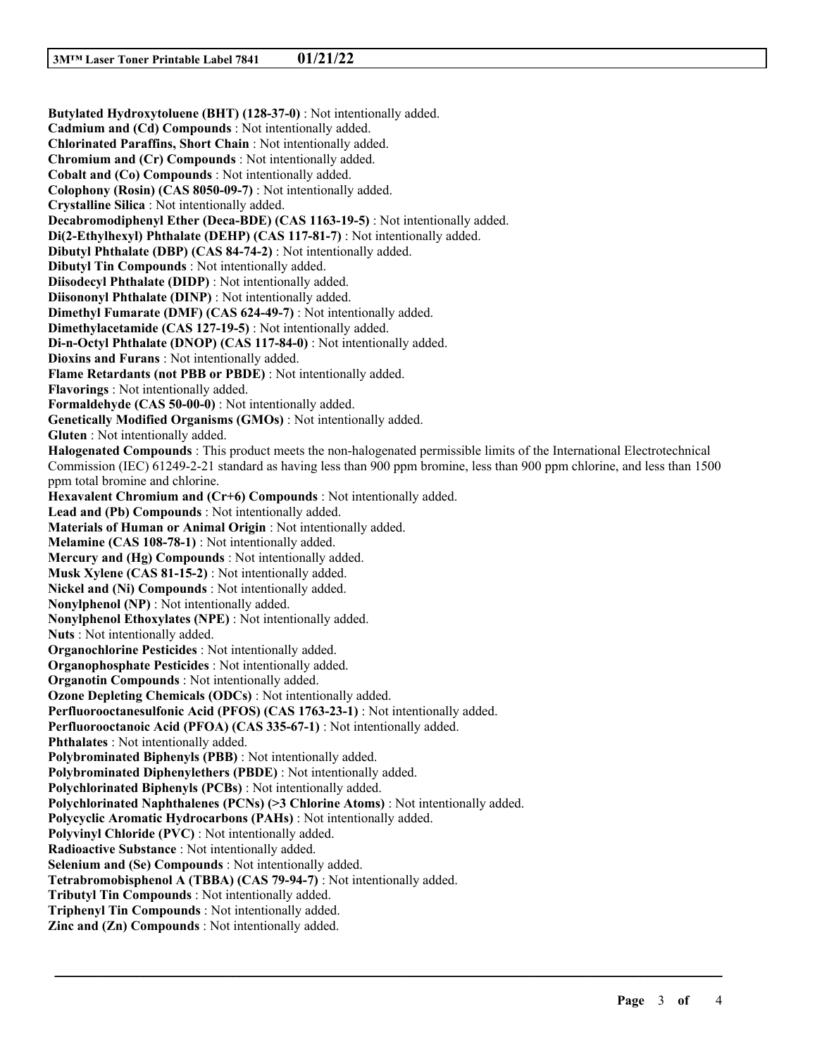**Butylated Hydroxytoluene (BHT) (128-37-0)** : Not intentionally added.
**Cadmium and (Cd) Compounds** : Not intentionally added.
**Chlorinated Paraffins, Short Chain** : Not intentionally added.
**Chromium and (Cr) Compounds** : Not intentionally added.
**Cobalt and (Co) Compounds** : Not intentionally added.
**Colophony (Rosin) (CAS 8050-09-7)** : Not intentionally added.
**Crystalline Silica** : Not intentionally added.
**Decabromodiphenyl Ether (Deca-BDE) (CAS 1163-19-5)** : Not intentionally added.
**Di(2-Ethylhexyl) Phthalate (DEHP) (CAS 117-81-7)** : Not intentionally added.
**Dibutyl Phthalate (DBP) (CAS 84-74-2)** : Not intentionally added.
**Dibutyl Tin Compounds** : Not intentionally added.
**Diisodecyl Phthalate (DIDP)** : Not intentionally added.
**Diisononyl Phthalate (DINP)** : Not intentionally added.
**Dimethyl Fumarate (DMF) (CAS 624-49-7)** : Not intentionally added.
**Dimethylacetamide (CAS 127-19-5)** : Not intentionally added.
**Di-n-Octyl Phthalate (DNOP) (CAS 117-84-0)** : Not intentionally added.
**Dioxins and Furans** : Not intentionally added.
**Flame Retardants (not PBB or PBDE)** : Not intentionally added.
**Flavorings** : Not intentionally added.
**Formaldehyde (CAS 50-00-0)** : Not intentionally added.
**Genetically Modified Organisms (GMOs)** : Not intentionally added.
**Gluten** : Not intentionally added.
**Halogenated Compounds** : This product meets the non-halogenated permissible limits of the International Electrotechnical Commission (IEC) 61249-2-21 standard as having less than 900 ppm bromine, less than 900 ppm chlorine, and less than 1500 ppm total bromine and chlorine.
**Hexavalent Chromium and (Cr+6) Compounds** : Not intentionally added.
**Lead and (Pb) Compounds** : Not intentionally added.
**Materials of Human or Animal Origin** : Not intentionally added.
**Melamine (CAS 108-78-1)** : Not intentionally added.
**Mercury and (Hg) Compounds** : Not intentionally added.
**Musk Xylene (CAS 81-15-2)** : Not intentionally added.
**Nickel and (Ni) Compounds** : Not intentionally added.
**Nonylphenol (NP)** : Not intentionally added.
**Nonylphenol Ethoxylates (NPE)** : Not intentionally added.
**Nuts** : Not intentionally added.
**Organochlorine Pesticides** : Not intentionally added.
**Organophosphate Pesticides** : Not intentionally added.
**Organotin Compounds** : Not intentionally added.
**Ozone Depleting Chemicals (ODCs)** : Not intentionally added.
**Perfluorooctanesulfonic Acid (PFOS) (CAS 1763-23-1)** : Not intentionally added.
**Perfluorooctanoic Acid (PFOA) (CAS 335-67-1)** : Not intentionally added.
**Phthalates** : Not intentionally added.
**Polybrominated Biphenyls (PBB)** : Not intentionally added.
**Polybrominated Diphenylethers (PBDE)** : Not intentionally added.
**Polychlorinated Biphenyls (PCBs)** : Not intentionally added.
**Polychlorinated Naphthalenes (PCNs) (>3 Chlorine Atoms)** : Not intentionally added.
**Polycyclic Aromatic Hydrocarbons (PAHs)** : Not intentionally added.
**Polyvinyl Chloride (PVC)** : Not intentionally added.
**Radioactive Substance** : Not intentionally added.
**Selenium and (Se) Compounds** : Not intentionally added.
**Tetrabromobisphenol A (TBBA) (CAS 79-94-7)** : Not intentionally added.
**Tributyl Tin Compounds** : Not intentionally added.
**Triphenyl Tin Compounds** : Not intentionally added.
**Zinc and (Zn) Compounds** : Not intentionally added.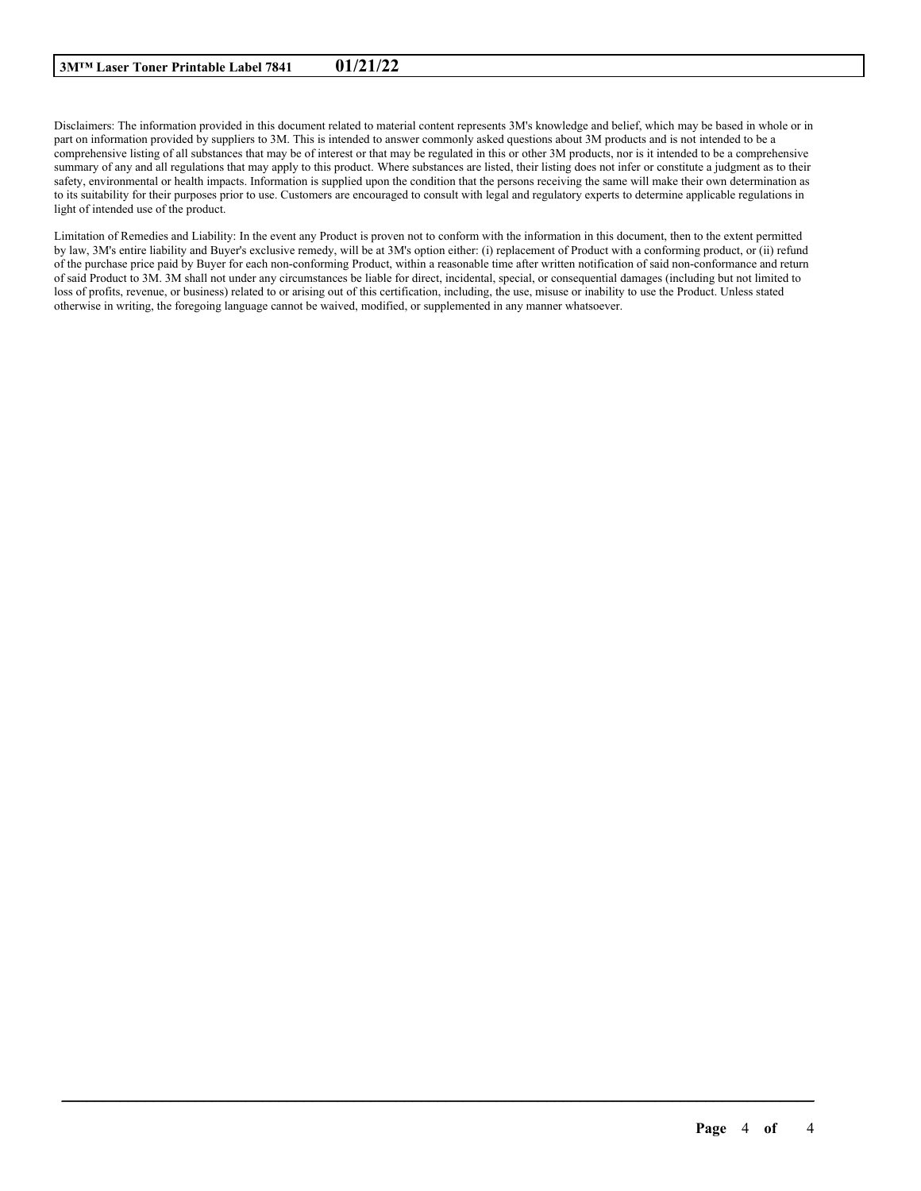Disclaimers: The information provided in this document related to material content represents 3M's knowledge and belief, which may be based in whole or in part on information provided by suppliers to 3M. This is intended to answer commonly asked questions about 3M products and is not intended to be a comprehensive listing of all substances that may be of interest or that may be regulated in this or other 3M products, nor is it intended to be a comprehensive summary of any and all regulations that may apply to this product. Where substances are listed, their listing does not infer or constitute a judgment as to their safety, environmental or health impacts. Information is supplied upon the condition that the persons receiving the same will make their own determination as to its suitability for their purposes prior to use. Customers are encouraged to consult with legal and regulatory experts to determine applicable regulations in light of intended use of the product.

Limitation of Remedies and Liability: In the event any Product is proven not to conform with the information in this document, then to the extent permitted by law, 3M's entire liability and Buyer's exclusive remedy, will be at 3M's option either: (i) replacement of Product with a conforming product, or (ii) refund of the purchase price paid by Buyer for each non-conforming Product, within a reasonable time after written notification of said non-conformance and return of said Product to 3M. 3M shall not under any circumstances be liable for direct, incidental, special, or consequential damages (including but not limited to loss of profits, revenue, or business) related to or arising out of this certification, including, the use, misuse or inability to use the Product. Unless stated otherwise in writing, the foregoing language cannot be waived, modified, or supplemented in any manner whatsoever.